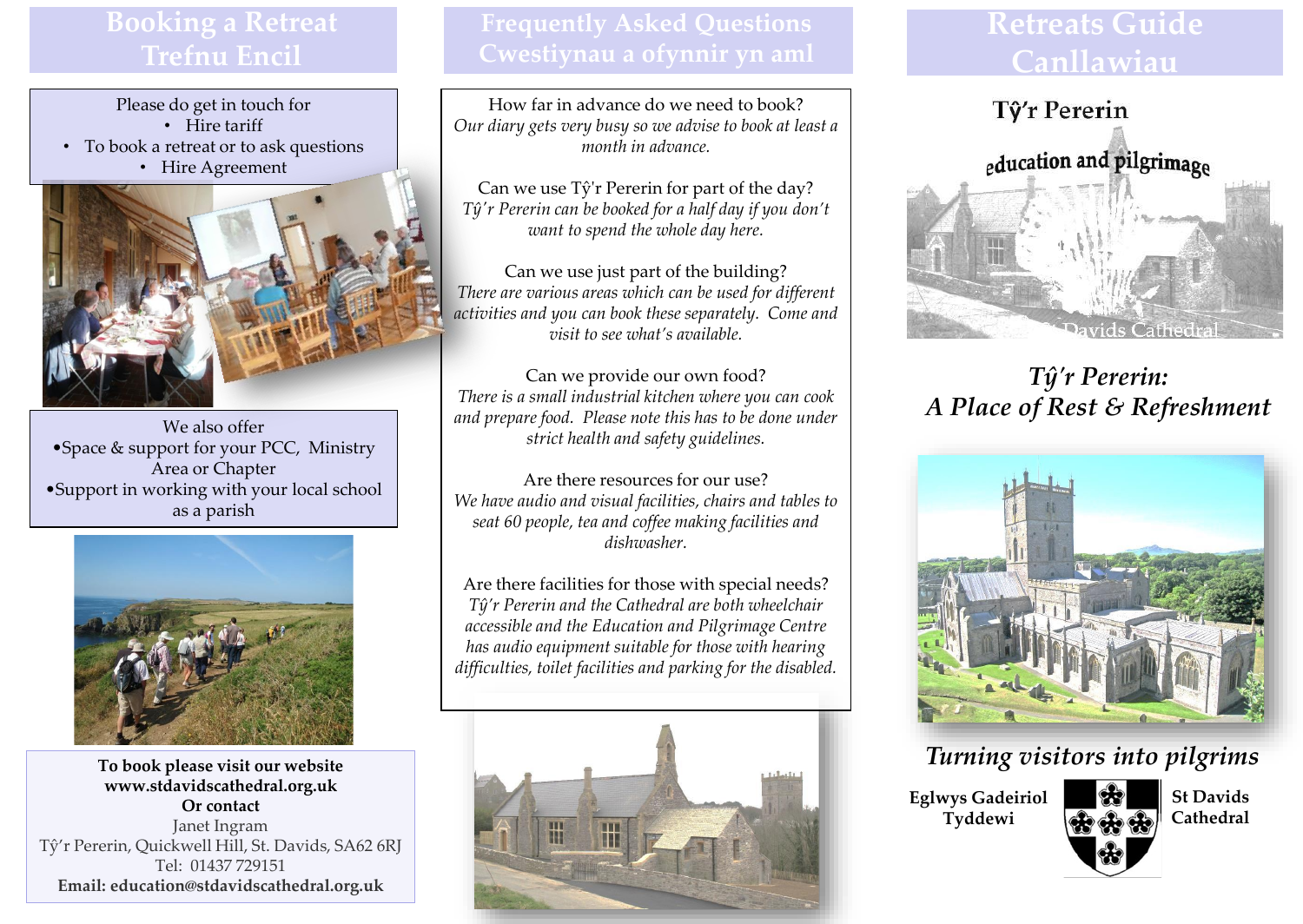# Booking a Retreat
# Trefnu Encil

Please do get in touch for

- Hire tariff
- To book a retreat or to ask questions
- Hire Agreement

We also offer

- Space & support for your PCC, Ministry Area or Chapter
- Support in working with your local school as a parish

**To book please visit our website**
**www.stdavidscathedral.org.uk**
**Or contact**
Janet Ingram
Tŷ'r Pererin, Quickwell Hill, St. Davids, SA62 6RJ
Tel: 01437 729151
**Email: education@stdavidscathedral.org.uk**

# Frequently Asked Questions
# Cwestiynau a ofynnir yn aml

How far in advance do we need to book?
*Our diary gets very busy so we advise to book at least a month in advance.*

Can we use Tŷ'r Pererin for part of the day?
*Tŷ'r Pererin can be booked for a half day if you don't want to spend the whole day here.*

Can we use just part of the building?
*There are various areas which can be used for different activities and you can book these separately. Come and visit to see what's available.*

Can we provide our own food?
*There is a small industrial kitchen where you can cook and prepare food. Please note this has to be done under strict health and safety guidelines.*

Are there resources for our use?
*We have audio and visual facilities, chairs and tables to seat 60 people, tea and coffee making facilities and dishwasher.*

Are there facilities for those with special needs?
*Tŷ'r Pererin and the Cathedral are both wheelchair accessible and the Education and Pilgrimage Centre has audio equipment suitable for those with hearing difficulties, toilet facilities and parking for the disabled.*

# Retreats Guide
# Canllawiau

Tŷ'r Pererin
education and pilgrimage
St Davids Cathedral

## *Tŷ'r Pererin: A Place of Rest & Refreshment*

*Turning visitors into pilgrims*

**Eglwys Gadeiriol Tyddewi**

**St Davids Cathedral**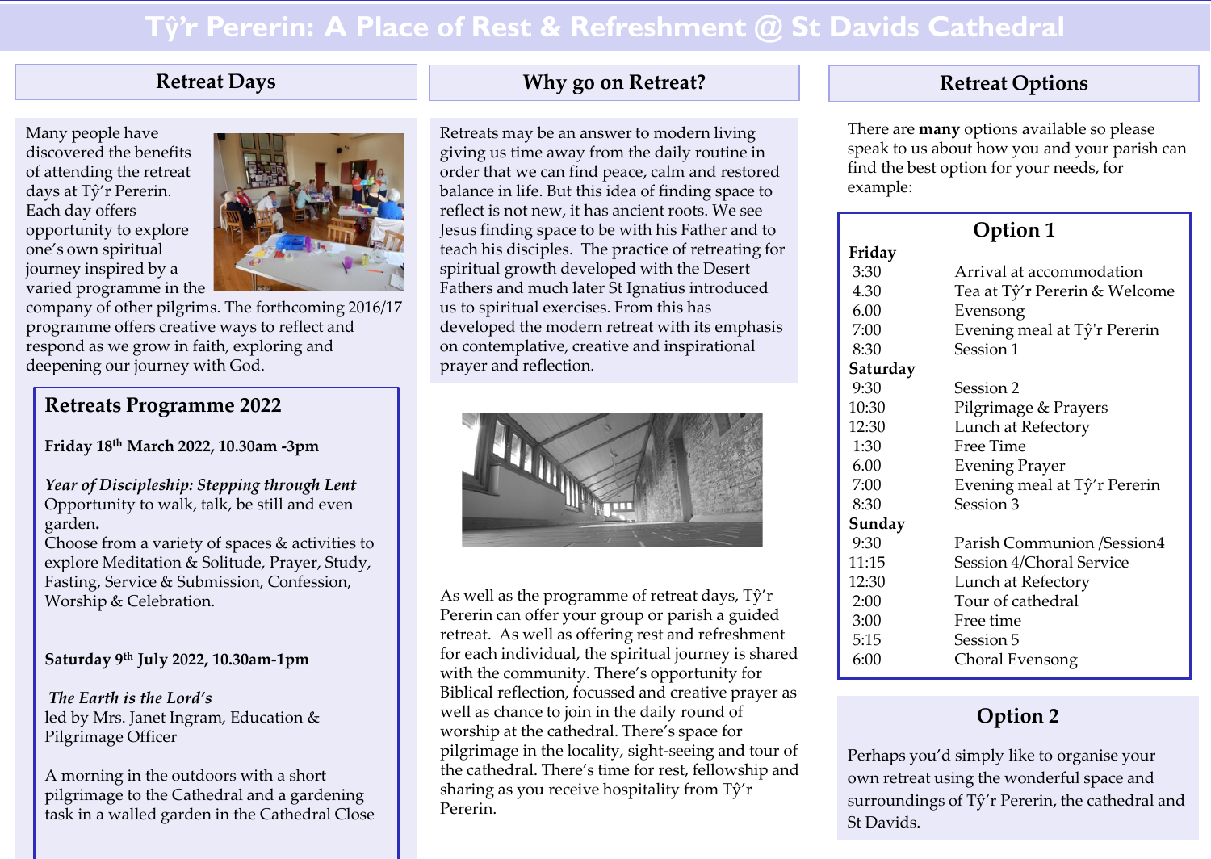# Tŷ'r Pererin: A Place of Rest & Refreshment @ St Davids Cathedral

## Retreat Days

Many people have discovered the benefits of attending the retreat days at Tŷ'r Pererin. Each day offers opportunity to explore one's own spiritual journey inspired by a varied programme in the company of other pilgrims. The forthcoming 2016/17 programme offers creative ways to reflect and respond as we grow in faith, exploring and deepening our journey with God.

### Retreats Programme 2022

**Friday 18th March 2022, 10.30am -3pm**

***Year of Discipleship: Stepping through Lent***
Opportunity to walk, talk, be still and even garden**.**
Choose from a variety of spaces & activities to explore Meditation & Solitude, Prayer, Study, Fasting, Service & Submission, Confession, Worship & Celebration.

**Saturday 9th July 2022, 10.30am-1pm**

***The Earth is the Lord's***
led by Mrs. Janet Ingram, Education & Pilgrimage Officer

A morning in the outdoors with a short pilgrimage to the Cathedral and a gardening task in a walled garden in the Cathedral Close

## Why go on Retreat?

Retreats may be an answer to modern living giving us time away from the daily routine in order that we can find peace, calm and restored balance in life. But this idea of finding space to reflect is not new, it has ancient roots. We see Jesus finding space to be with his Father and to teach his disciples. The practice of retreating for spiritual growth developed with the Desert Fathers and much later St Ignatius introduced us to spiritual exercises. From this has developed the modern retreat with its emphasis on contemplative, creative and inspirational prayer and reflection.

As well as the programme of retreat days, Tŷ'r Pererin can offer your group or parish a guided retreat. As well as offering rest and refreshment for each individual, the spiritual journey is shared with the community. There's opportunity for Biblical reflection, focussed and creative prayer as well as chance to join in the daily round of worship at the cathedral. There's space for pilgrimage in the locality, sight-seeing and tour of the cathedral. There's time for rest, fellowship and sharing as you receive hospitality from Tŷ'r Pererin.

## Retreat Options

There are **many** options available so please speak to us about how you and your parish can find the best option for your needs, for example:

### Option 1

| | |
|---|---|
| **Friday** | |
| 3:30 | Arrival at accommodation |
| 4.30 | Tea at Tŷ'r Pererin & Welcome |
| 6.00 | Evensong |
| 7:00 | Evening meal at Tŷ'r Pererin |
| 8:30 | Session 1 |
| **Saturday** | |
| 9:30 | Session 2 |
| 10:30 | Pilgrimage & Prayers |
| 12:30 | Lunch at Refectory |
| 1:30 | Free Time |
| 6.00 | Evening Prayer |
| 7:00 | Evening meal at Tŷ'r Pererin |
| 8:30 | Session 3 |
| **Sunday** | |
| 9:30 | Parish Communion /Session4 |
| 11:15 | Session 4/Choral Service |
| 12:30 | Lunch at Refectory |
| 2:00 | Tour of cathedral |
| 3:00 | Free time |
| 5:15 | Session 5 |
| 6:00 | Choral Evensong |

### Option 2

Perhaps you'd simply like to organise your own retreat using the wonderful space and surroundings of Tŷ'r Pererin, the cathedral and St Davids.